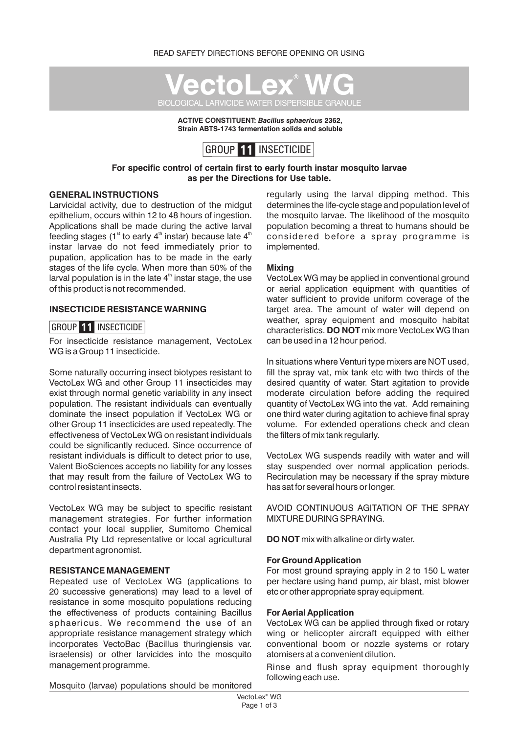READ SAFETY DIRECTIONS BEFORE OPENING OR USING

# VectoLex® WG

BIOLOGICAL LARVICIDE WATER DISPERSIBLE GRANULE

**ACTIVE CONSTITUENT: *Bacillus sphaericus* 2362, Strain ABTS-1743 fermentation solids and soluble**

GROUP **11** INSECTICIDE

**For specific control of certain first to early fourth instar mosquito larvae as per the Directions for Use table.**

## GENERAL INSTRUCTIONS

Larvicidal activity, due to destruction of the midgut epithelium, occurs within 12 to 48 hours of ingestion. Applications shall be made during the active larval feeding stages (1st to early 4th instar) because late 4th instar larvae do not feed immediately prior to pupation, application has to be made in the early stages of the life cycle. When more than 50% of the larval population is in the late 4th instar stage, the use of this product is not recommended.

## INSECTICIDE RESISTANCE WARNING

GROUP **11** INSECTICIDE

For insecticide resistance management, VectoLex WG is a Group 11 insecticide.

Some naturally occurring insect biotypes resistant to VectoLex WG and other Group 11 insecticides may exist through normal genetic variability in any insect population. The resistant individuals can eventually dominate the insect population if VectoLex WG or other Group 11 insecticides are used repeatedly. The effectiveness of VectoLex WG on resistant individuals could be significantly reduced. Since occurrence of resistant individuals is difficult to detect prior to use, Valent BioSciences accepts no liability for any losses that may result from the failure of VectoLex WG to control resistant insects.

VectoLex WG may be subject to specific resistant management strategies. For further information contact your local supplier, Sumitomo Chemical Australia Pty Ltd representative or local agricultural department agronomist.

## RESISTANCE MANAGEMENT

Repeated use of VectoLex WG (applications to 20 successive generations) may lead to a level of resistance in some mosquito populations reducing the effectiveness of products containing Bacillus sphaericus. We recommend the use of an appropriate resistance management strategy which incorporates VectoBac (Bacillus thuringiensis var. israelensis) or other larvicides into the mosquito management programme.

Mosquito (larvae) populations should be monitored regularly using the larval dipping method. This determines the life-cycle stage and population level of the mosquito larvae. The likelihood of the mosquito population becoming a threat to humans should be considered before a spray programme is implemented.

### Mixing

VectoLex WG may be applied in conventional ground or aerial application equipment with quantities of water sufficient to provide uniform coverage of the target area. The amount of water will depend on weather, spray equipment and mosquito habitat characteristics. **DO NOT** mix more VectoLex WG than can be used in a 12 hour period.

In situations where Venturi type mixers are NOT used, fill the spray vat, mix tank etc with two thirds of the desired quantity of water. Start agitation to provide moderate circulation before adding the required quantity of VectoLex WG into the vat. Add remaining one third water during agitation to achieve final spray volume. For extended operations check and clean the filters of mix tank regularly.

VectoLex WG suspends readily with water and will stay suspended over normal application periods. Recirculation may be necessary if the spray mixture has sat for several hours or longer.

AVOID CONTINUOUS AGITATION OF THE SPRAY MIXTURE DURING SPRAYING.

**DO NOT** mix with alkaline or dirty water.

### For Ground Application

For most ground spraying apply in 2 to 150 L water per hectare using hand pump, air blast, mist blower etc or other appropriate spray equipment.

### For Aerial Application

VectoLex WG can be applied through fixed or rotary wing or helicopter aircraft equipped with either conventional boom or nozzle systems or rotary atomisers at a convenient dilution.

Rinse and flush spray equipment thoroughly following each use.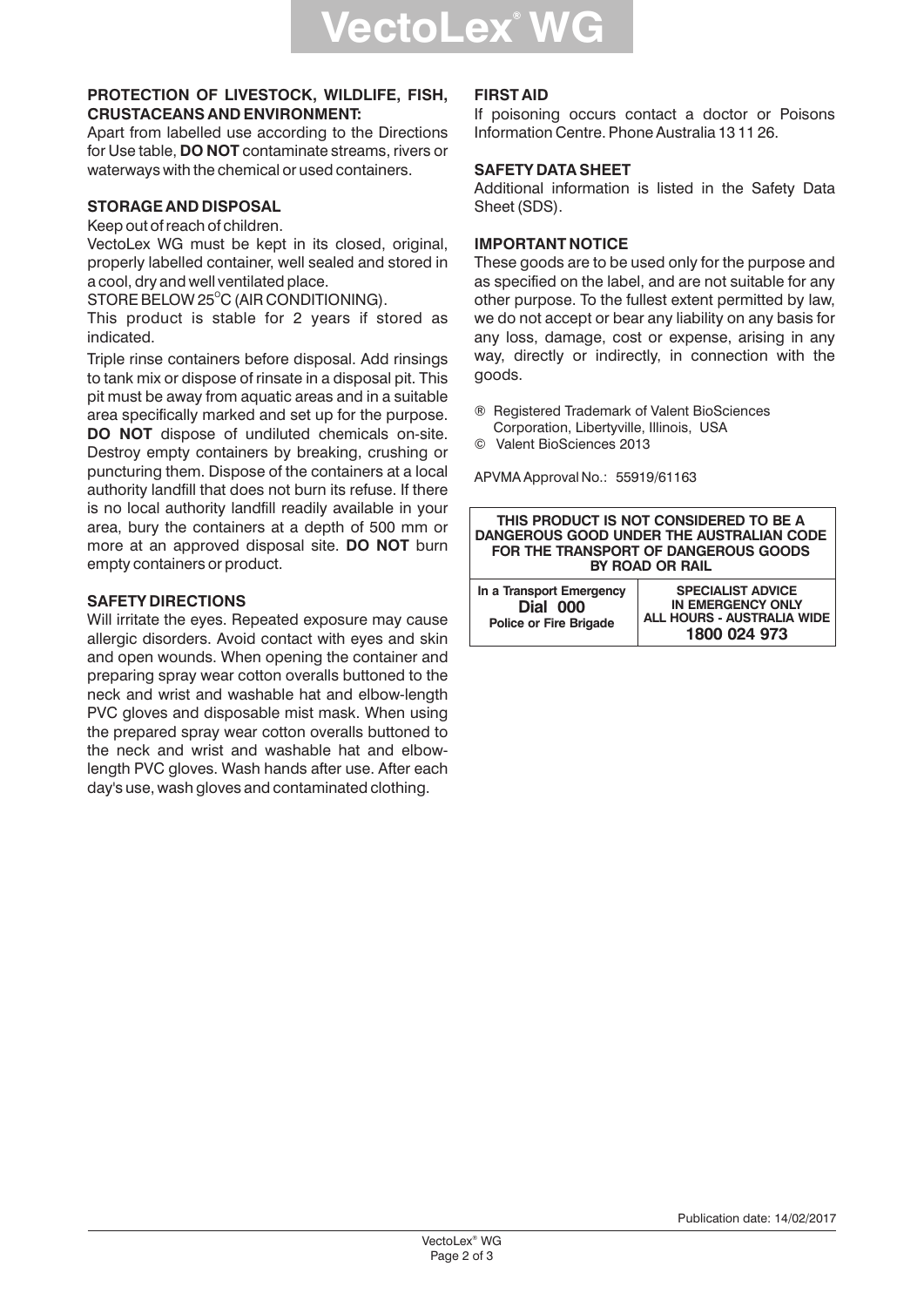## PROTECTION OF LIVESTOCK, WILDLIFE, FISH, CRUSTACEANS AND ENVIRONMENT:

Apart from labelled use according to the Directions for Use table, **DO NOT** contaminate streams, rivers or waterways with the chemical or used containers.

## STORAGE AND DISPOSAL

Keep out of reach of children.

VectoLex WG must be kept in its closed, original, properly labelled container, well sealed and stored in a cool, dry and well ventilated place.

STORE BELOW 25°C (AIR CONDITIONING).

This product is stable for 2 years if stored as indicated.

Triple rinse containers before disposal. Add rinsings to tank mix or dispose of rinsate in a disposal pit. This pit must be away from aquatic areas and in a suitable area specifically marked and set up for the purpose. **DO NOT** dispose of undiluted chemicals on-site. Destroy empty containers by breaking, crushing or puncturing them. Dispose of the containers at a local authority landfill that does not burn its refuse. If there is no local authority landfill readily available in your area, bury the containers at a depth of 500 mm or more at an approved disposal site. **DO NOT** burn empty containers or product.

## SAFETY DIRECTIONS

Will irritate the eyes. Repeated exposure may cause allergic disorders. Avoid contact with eyes and skin and open wounds. When opening the container and preparing spray wear cotton overalls buttoned to the neck and wrist and washable hat and elbow-length PVC gloves and disposable mist mask. When using the prepared spray wear cotton overalls buttoned to the neck and wrist and washable hat and elbow-length PVC gloves. Wash hands after use. After each day's use, wash gloves and contaminated clothing.

## FIRST AID

If poisoning occurs contact a doctor or Poisons Information Centre. Phone Australia 13 11 26.

## SAFETY DATA SHEET

Additional information is listed in the Safety Data Sheet (SDS).

## IMPORTANT NOTICE

These goods are to be used only for the purpose and as specified on the label, and are not suitable for any other purpose. To the fullest extent permitted by law, we do not accept or bear any liability on any basis for any loss, damage, cost or expense, arising in any way, directly or indirectly, in connection with the goods.

® Registered Trademark of Valent BioSciences Corporation, Libertyville, Illinois, USA

© Valent BioSciences 2013

APVMA Approval No.: 55919/61163

| THIS PRODUCT IS NOT CONSIDERED TO BE A DANGEROUS GOOD UNDER THE AUSTRALIAN CODE FOR THE TRANSPORT OF DANGEROUS GOODS BY ROAD OR RAIL | |
|---|---|
| In a Transport Emergency **Dial 000** Police or Fire Brigade | SPECIALIST ADVICE IN EMERGENCY ONLY ALL HOURS - AUSTRALIA WIDE **1800 024 973** |

Publication date: 14/02/2017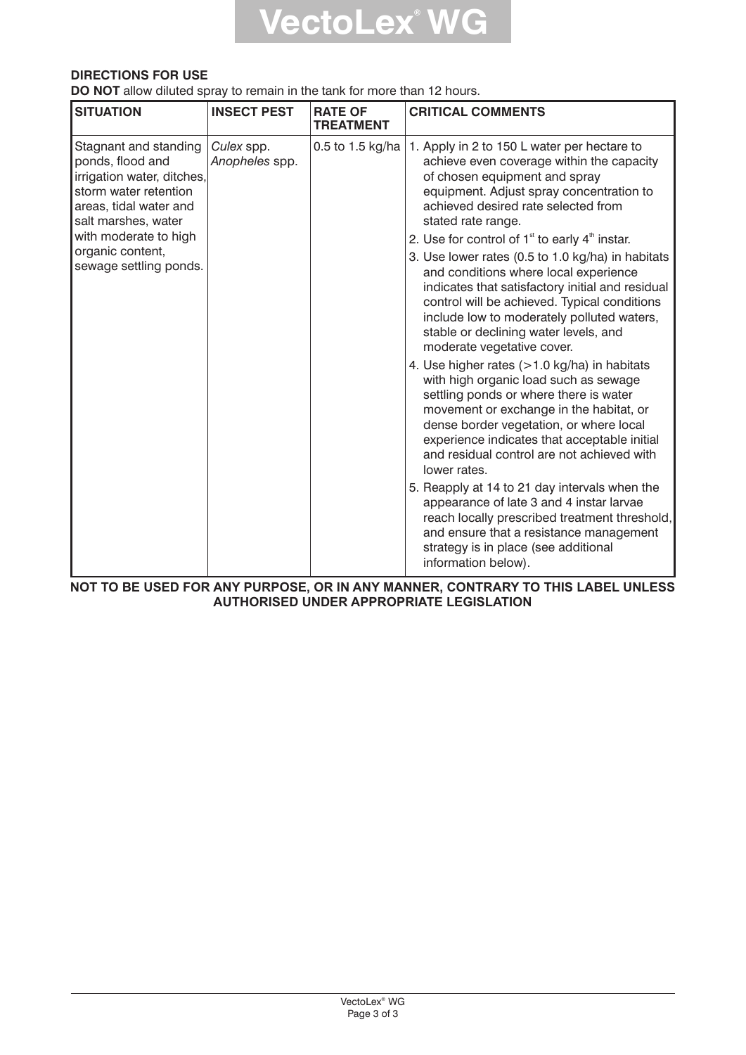### DIRECTIONS FOR USE

**DO NOT** allow diluted spray to remain in the tank for more than 12 hours.

| SITUATION | INSECT PEST | RATE OF TREATMENT | CRITICAL COMMENTS |
|---|---|---|---|
| Stagnant and standing ponds, flood and irrigation water, ditches, storm water retention areas, tidal water and salt marshes, water with moderate to high organic content, sewage settling ponds. | *Culex* spp.<br>*Anopheles* spp. | 0.5 to 1.5 kg/ha | 1. Apply in 2 to 150 L water per hectare to achieve even coverage within the capacity of chosen equipment and spray equipment. Adjust spray concentration to achieved desired rate selected from stated rate range.<br>2. Use for control of 1st to early 4th instar.<br>3. Use lower rates (0.5 to 1.0 kg/ha) in habitats and conditions where local experience indicates that satisfactory initial and residual control will be achieved. Typical conditions include low to moderately polluted waters, stable or declining water levels, and moderate vegetative cover.<br>4. Use higher rates (>1.0 kg/ha) in habitats with high organic load such as sewage settling ponds or where there is water movement or exchange in the habitat, or dense border vegetation, or where local experience indicates that acceptable initial and residual control are not achieved with lower rates.<br>5. Reapply at 14 to 21 day intervals when the appearance of late 3 and 4 instar larvae reach locally prescribed treatment threshold, and ensure that a resistance management strategy is in place (see additional information below). |

**NOT TO BE USED FOR ANY PURPOSE, OR IN ANY MANNER, CONTRARY TO THIS LABEL UNLESS AUTHORISED UNDER APPROPRIATE LEGISLATION**